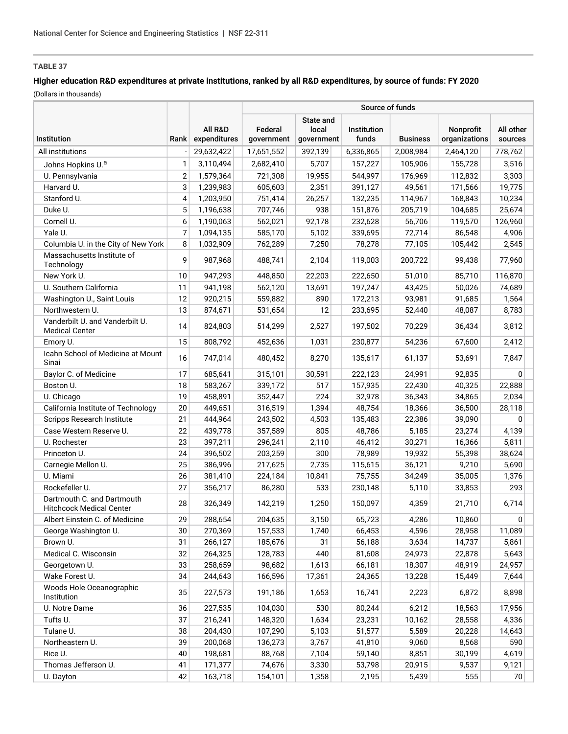**TABLE 37**

**Higher education R&D expenditures at private institutions, ranked by all R&D expenditures, by source of funds: FY 2020**

(Dollars in thousands)

| Institution | Rank | All R&D expenditures | Source of funds | | | | | |
|---|---|---|---|---|---|---|---|---|
| | | | Federal government | State and local government | Institution funds | Business | Nonprofit organizations | All other sources |
| All institutions | - | 29,632,422 | 17,651,552 | 392,139 | 6,336,865 | 2,008,984 | 2,464,120 | 778,762 |
| Johns Hopkins U.[a] | 1 | 3,110,494 | 2,682,410 | 5,707 | 157,227 | 105,906 | 155,728 | 3,516 |
| U. Pennsylvania | 2 | 1,579,364 | 721,308 | 19,955 | 544,997 | 176,969 | 112,832 | 3,303 |
| Harvard U. | 3 | 1,239,983 | 605,603 | 2,351 | 391,127 | 49,561 | 171,566 | 19,775 |
| Stanford U. | 4 | 1,203,950 | 751,414 | 26,257 | 132,235 | 114,967 | 168,843 | 10,234 |
| Duke U. | 5 | 1,196,638 | 707,746 | 938 | 151,876 | 205,719 | 104,685 | 25,674 |
| Cornell U. | 6 | 1,190,063 | 562,021 | 92,178 | 232,628 | 56,706 | 119,570 | 126,960 |
| Yale U. | 7 | 1,094,135 | 585,170 | 5,102 | 339,695 | 72,714 | 86,548 | 4,906 |
| Columbia U. in the City of New York | 8 | 1,032,909 | 762,289 | 7,250 | 78,278 | 77,105 | 105,442 | 2,545 |
| Massachusetts Institute of Technology | 9 | 987,968 | 488,741 | 2,104 | 119,003 | 200,722 | 99,438 | 77,960 |
| New York U. | 10 | 947,293 | 448,850 | 22,203 | 222,650 | 51,010 | 85,710 | 116,870 |
| U. Southern California | 11 | 941,198 | 562,120 | 13,691 | 197,247 | 43,425 | 50,026 | 74,689 |
| Washington U., Saint Louis | 12 | 920,215 | 559,882 | 890 | 172,213 | 93,981 | 91,685 | 1,564 |
| Northwestern U. | 13 | 874,671 | 531,654 | 12 | 233,695 | 52,440 | 48,087 | 8,783 |
| Vanderbilt U. and Vanderbilt U. Medical Center | 14 | 824,803 | 514,299 | 2,527 | 197,502 | 70,229 | 36,434 | 3,812 |
| Emory U. | 15 | 808,792 | 452,636 | 1,031 | 230,877 | 54,236 | 67,600 | 2,412 |
| Icahn School of Medicine at Mount Sinai | 16 | 747,014 | 480,452 | 8,270 | 135,617 | 61,137 | 53,691 | 7,847 |
| Baylor C. of Medicine | 17 | 685,641 | 315,101 | 30,591 | 222,123 | 24,991 | 92,835 | 0 |
| Boston U. | 18 | 583,267 | 339,172 | 517 | 157,935 | 22,430 | 40,325 | 22,888 |
| U. Chicago | 19 | 458,891 | 352,447 | 224 | 32,978 | 36,343 | 34,865 | 2,034 |
| California Institute of Technology | 20 | 449,651 | 316,519 | 1,394 | 48,754 | 18,366 | 36,500 | 28,118 |
| Scripps Research Institute | 21 | 444,964 | 243,502 | 4,503 | 135,483 | 22,386 | 39,090 | 0 |
| Case Western Reserve U. | 22 | 439,778 | 357,589 | 805 | 48,786 | 5,185 | 23,274 | 4,139 |
| U. Rochester | 23 | 397,211 | 296,241 | 2,110 | 46,412 | 30,271 | 16,366 | 5,811 |
| Princeton U. | 24 | 396,502 | 203,259 | 300 | 78,989 | 19,932 | 55,398 | 38,624 |
| Carnegie Mellon U. | 25 | 386,996 | 217,625 | 2,735 | 115,615 | 36,121 | 9,210 | 5,690 |
| U. Miami | 26 | 381,410 | 224,184 | 10,841 | 75,755 | 34,249 | 35,005 | 1,376 |
| Rockefeller U. | 27 | 356,217 | 86,280 | 533 | 230,148 | 5,110 | 33,853 | 293 |
| Dartmouth C. and Dartmouth Hitchcock Medical Center | 28 | 326,349 | 142,219 | 1,250 | 150,097 | 4,359 | 21,710 | 6,714 |
| Albert Einstein C. of Medicine | 29 | 288,654 | 204,635 | 3,150 | 65,723 | 4,286 | 10,860 | 0 |
| George Washington U. | 30 | 270,369 | 157,533 | 1,740 | 66,453 | 4,596 | 28,958 | 11,089 |
| Brown U. | 31 | 266,127 | 185,676 | 31 | 56,188 | 3,634 | 14,737 | 5,861 |
| Medical C. Wisconsin | 32 | 264,325 | 128,783 | 440 | 81,608 | 24,973 | 22,878 | 5,643 |
| Georgetown U. | 33 | 258,659 | 98,682 | 1,613 | 66,181 | 18,307 | 48,919 | 24,957 |
| Wake Forest U. | 34 | 244,643 | 166,596 | 17,361 | 24,365 | 13,228 | 15,449 | 7,644 |
| Woods Hole Oceanographic Institution | 35 | 227,573 | 191,186 | 1,653 | 16,741 | 2,223 | 6,872 | 8,898 |
| U. Notre Dame | 36 | 227,535 | 104,030 | 530 | 80,244 | 6,212 | 18,563 | 17,956 |
| Tufts U. | 37 | 216,241 | 148,320 | 1,634 | 23,231 | 10,162 | 28,558 | 4,336 |
| Tulane U. | 38 | 204,430 | 107,290 | 5,103 | 51,577 | 5,589 | 20,228 | 14,643 |
| Northeastern U. | 39 | 200,068 | 136,273 | 3,767 | 41,810 | 9,060 | 8,568 | 590 |
| Rice U. | 40 | 198,681 | 88,768 | 7,104 | 59,140 | 8,851 | 30,199 | 4,619 |
| Thomas Jefferson U. | 41 | 171,377 | 74,676 | 3,330 | 53,798 | 20,915 | 9,537 | 9,121 |
| U. Dayton | 42 | 163,718 | 154,101 | 1,358 | 2,195 | 5,439 | 555 | 70 |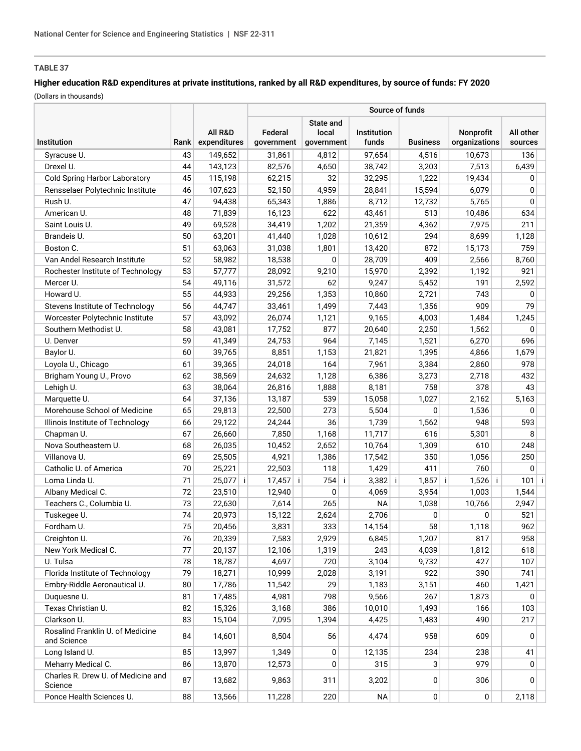TABLE 37

**Higher education R&D expenditures at private institutions, ranked by all R&D expenditures, by source of funds: FY 2020**

(Dollars in thousands)

| Institution | Rank | All R&D expenditures | Source of funds | | | | | |
|---|---|---|---|---|---|---|---|---|
| | | | Federal government | State and local government | Institution funds | Business | Nonprofit organizations | All other sources |
| Syracuse U. | 43 | 149,652 | 31,861 | 4,812 | 97,654 | 4,516 | 10,673 | 136 |
| Drexel U. | 44 | 143,123 | 82,576 | 4,650 | 38,742 | 3,203 | 7,513 | 6,439 |
| Cold Spring Harbor Laboratory | 45 | 115,198 | 62,215 | 32 | 32,295 | 1,222 | 19,434 | 0 |
| Rensselaer Polytechnic Institute | 46 | 107,623 | 52,150 | 4,959 | 28,841 | 15,594 | 6,079 | 0 |
| Rush U. | 47 | 94,438 | 65,343 | 1,886 | 8,712 | 12,732 | 5,765 | 0 |
| American U. | 48 | 71,839 | 16,123 | 622 | 43,461 | 513 | 10,486 | 634 |
| Saint Louis U. | 49 | 69,528 | 34,419 | 1,202 | 21,359 | 4,362 | 7,975 | 211 |
| Brandeis U. | 50 | 63,201 | 41,440 | 1,028 | 10,612 | 294 | 8,699 | 1,128 |
| Boston C. | 51 | 63,063 | 31,038 | 1,801 | 13,420 | 872 | 15,173 | 759 |
| Van Andel Research Institute | 52 | 58,982 | 18,538 | 0 | 28,709 | 409 | 2,566 | 8,760 |
| Rochester Institute of Technology | 53 | 57,777 | 28,092 | 9,210 | 15,970 | 2,392 | 1,192 | 921 |
| Mercer U. | 54 | 49,116 | 31,572 | 62 | 9,247 | 5,452 | 191 | 2,592 |
| Howard U. | 55 | 44,933 | 29,256 | 1,353 | 10,860 | 2,721 | 743 | 0 |
| Stevens Institute of Technology | 56 | 44,747 | 33,461 | 1,499 | 7,443 | 1,356 | 909 | 79 |
| Worcester Polytechnic Institute | 57 | 43,092 | 26,074 | 1,121 | 9,165 | 4,003 | 1,484 | 1,245 |
| Southern Methodist U. | 58 | 43,081 | 17,752 | 877 | 20,640 | 2,250 | 1,562 | 0 |
| U. Denver | 59 | 41,349 | 24,753 | 964 | 7,145 | 1,521 | 6,270 | 696 |
| Baylor U. | 60 | 39,765 | 8,851 | 1,153 | 21,821 | 1,395 | 4,866 | 1,679 |
| Loyola U., Chicago | 61 | 39,365 | 24,018 | 164 | 7,961 | 3,384 | 2,860 | 978 |
| Brigham Young U., Provo | 62 | 38,569 | 24,632 | 1,128 | 6,386 | 3,273 | 2,718 | 432 |
| Lehigh U. | 63 | 38,064 | 26,816 | 1,888 | 8,181 | 758 | 378 | 43 |
| Marquette U. | 64 | 37,136 | 13,187 | 539 | 15,058 | 1,027 | 2,162 | 5,163 |
| Morehouse School of Medicine | 65 | 29,813 | 22,500 | 273 | 5,504 | 0 | 1,536 | 0 |
| Illinois Institute of Technology | 66 | 29,122 | 24,244 | 36 | 1,739 | 1,562 | 948 | 593 |
| Chapman U. | 67 | 26,660 | 7,850 | 1,168 | 11,717 | 616 | 5,301 | 8 |
| Nova Southeastern U. | 68 | 26,035 | 10,452 | 2,652 | 10,764 | 1,309 | 610 | 248 |
| Villanova U. | 69 | 25,505 | 4,921 | 1,386 | 17,542 | 350 | 1,056 | 250 |
| Catholic U. of America | 70 | 25,221 | 22,503 | 118 | 1,429 | 411 | 760 | 0 |
| Loma Linda U. | 71 | 25,077 i | 17,457 i | 754 i | 3,382 i | 1,857 i | 1,526 i | 101 i |
| Albany Medical C. | 72 | 23,510 | 12,940 | 0 | 4,069 | 3,954 | 1,003 | 1,544 |
| Teachers C., Columbia U. | 73 | 22,630 | 7,614 | 265 | NA | 1,038 | 10,766 | 2,947 |
| Tuskegee U. | 74 | 20,973 | 15,122 | 2,624 | 2,706 | 0 | 0 | 521 |
| Fordham U. | 75 | 20,456 | 3,831 | 333 | 14,154 | 58 | 1,118 | 962 |
| Creighton U. | 76 | 20,339 | 7,583 | 2,929 | 6,845 | 1,207 | 817 | 958 |
| New York Medical C. | 77 | 20,137 | 12,106 | 1,319 | 243 | 4,039 | 1,812 | 618 |
| U. Tulsa | 78 | 18,787 | 4,697 | 720 | 3,104 | 9,732 | 427 | 107 |
| Florida Institute of Technology | 79 | 18,271 | 10,999 | 2,028 | 3,191 | 922 | 390 | 741 |
| Embry-Riddle Aeronautical U. | 80 | 17,786 | 11,542 | 29 | 1,183 | 3,151 | 460 | 1,421 |
| Duquesne U. | 81 | 17,485 | 4,981 | 798 | 9,566 | 267 | 1,873 | 0 |
| Texas Christian U. | 82 | 15,326 | 3,168 | 386 | 10,010 | 1,493 | 166 | 103 |
| Clarkson U. | 83 | 15,104 | 7,095 | 1,394 | 4,425 | 1,483 | 490 | 217 |
| Rosalind Franklin U. of Medicine and Science | 84 | 14,601 | 8,504 | 56 | 4,474 | 958 | 609 | 0 |
| Long Island U. | 85 | 13,997 | 1,349 | 0 | 12,135 | 234 | 238 | 41 |
| Meharry Medical C. | 86 | 13,870 | 12,573 | 0 | 315 | 3 | 979 | 0 |
| Charles R. Drew U. of Medicine and Science | 87 | 13,682 | 9,863 | 311 | 3,202 | 0 | 306 | 0 |
| Ponce Health Sciences U. | 88 | 13,566 | 11,228 | 220 | NA | 0 | 0 | 2,118 |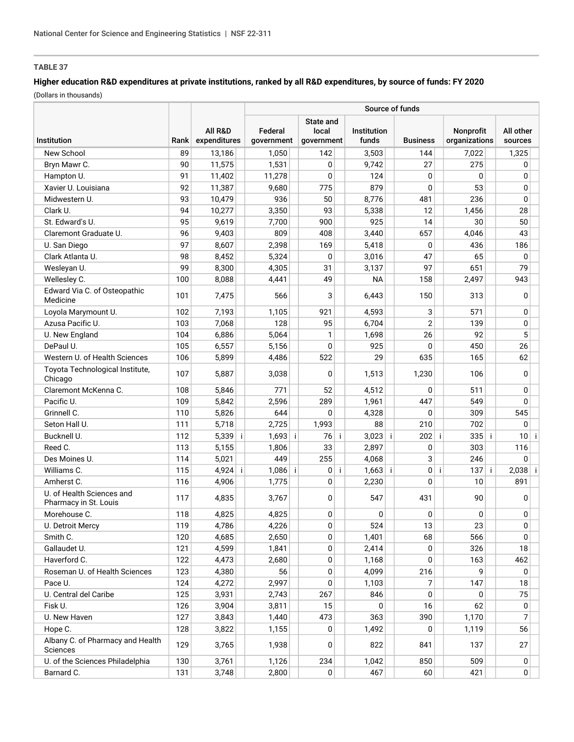TABLE 37

**Higher education R&D expenditures at private institutions, ranked by all R&D expenditures, by source of funds: FY 2020**

(Dollars in thousands)

| Institution | Rank | All R&D expenditures | Source of funds | | | | | |
|---|---|---|---|---|---|---|---|---|
| | | | Federal government | State and local government | Institution funds | Business | Nonprofit organizations | All other sources |
| New School | 89 | 13,186 | 1,050 | 142 | 3,503 | 144 | 7,022 | 1,325 |
| Bryn Mawr C. | 90 | 11,575 | 1,531 | 0 | 9,742 | 27 | 275 | 0 |
| Hampton U. | 91 | 11,402 | 11,278 | 0 | 124 | 0 | 0 | 0 |
| Xavier U. Louisiana | 92 | 11,387 | 9,680 | 775 | 879 | 0 | 53 | 0 |
| Midwestern U. | 93 | 10,479 | 936 | 50 | 8,776 | 481 | 236 | 0 |
| Clark U. | 94 | 10,277 | 3,350 | 93 | 5,338 | 12 | 1,456 | 28 |
| St. Edward's U. | 95 | 9,619 | 7,700 | 900 | 925 | 14 | 30 | 50 |
| Claremont Graduate U. | 96 | 9,403 | 809 | 408 | 3,440 | 657 | 4,046 | 43 |
| U. San Diego | 97 | 8,607 | 2,398 | 169 | 5,418 | 0 | 436 | 186 |
| Clark Atlanta U. | 98 | 8,452 | 5,324 | 0 | 3,016 | 47 | 65 | 0 |
| Wesleyan U. | 99 | 8,300 | 4,305 | 31 | 3,137 | 97 | 651 | 79 |
| Wellesley C. | 100 | 8,088 | 4,441 | 49 | NA | 158 | 2,497 | 943 |
| Edward Via C. of Osteopathic Medicine | 101 | 7,475 | 566 | 3 | 6,443 | 150 | 313 | 0 |
| Loyola Marymount U. | 102 | 7,193 | 1,105 | 921 | 4,593 | 3 | 571 | 0 |
| Azusa Pacific U. | 103 | 7,068 | 128 | 95 | 6,704 | 2 | 139 | 0 |
| U. New England | 104 | 6,886 | 5,064 | 1 | 1,698 | 26 | 92 | 5 |
| DePaul U. | 105 | 6,557 | 5,156 | 0 | 925 | 0 | 450 | 26 |
| Western U. of Health Sciences | 106 | 5,899 | 4,486 | 522 | 29 | 635 | 165 | 62 |
| Toyota Technological Institute, Chicago | 107 | 5,887 | 3,038 | 0 | 1,513 | 1,230 | 106 | 0 |
| Claremont McKenna C. | 108 | 5,846 | 771 | 52 | 4,512 | 0 | 511 | 0 |
| Pacific U. | 109 | 5,842 | 2,596 | 289 | 1,961 | 447 | 549 | 0 |
| Grinnell C. | 110 | 5,826 | 644 | 0 | 4,328 | 0 | 309 | 545 |
| Seton Hall U. | 111 | 5,718 | 2,725 | 1,993 | 88 | 210 | 702 | 0 |
| Bucknell U. | 112 | 5,339 i | 1,693 i | 76 i | 3,023 i | 202 i | 335 i | 10 i |
| Reed C. | 113 | 5,155 | 1,806 | 33 | 2,897 | 0 | 303 | 116 |
| Des Moines U. | 114 | 5,021 | 449 | 255 | 4,068 | 3 | 246 | 0 |
| Williams C. | 115 | 4,924 i | 1,086 i | 0 i | 1,663 i | 0 i | 137 i | 2,038 i |
| Amherst C. | 116 | 4,906 | 1,775 | 0 | 2,230 | 0 | 10 | 891 |
| U. of Health Sciences and Pharmacy in St. Louis | 117 | 4,835 | 3,767 | 0 | 547 | 431 | 90 | 0 |
| Morehouse C. | 118 | 4,825 | 4,825 | 0 | 0 | 0 | 0 | 0 |
| U. Detroit Mercy | 119 | 4,786 | 4,226 | 0 | 524 | 13 | 23 | 0 |
| Smith C. | 120 | 4,685 | 2,650 | 0 | 1,401 | 68 | 566 | 0 |
| Gallaudet U. | 121 | 4,599 | 1,841 | 0 | 2,414 | 0 | 326 | 18 |
| Haverford C. | 122 | 4,473 | 2,680 | 0 | 1,168 | 0 | 163 | 462 |
| Roseman U. of Health Sciences | 123 | 4,380 | 56 | 0 | 4,099 | 216 | 9 | 0 |
| Pace U. | 124 | 4,272 | 2,997 | 0 | 1,103 | 7 | 147 | 18 |
| U. Central del Caribe | 125 | 3,931 | 2,743 | 267 | 846 | 0 | 0 | 75 |
| Fisk U. | 126 | 3,904 | 3,811 | 15 | 0 | 16 | 62 | 0 |
| U. New Haven | 127 | 3,843 | 1,440 | 473 | 363 | 390 | 1,170 | 7 |
| Hope C. | 128 | 3,822 | 1,155 | 0 | 1,492 | 0 | 1,119 | 56 |
| Albany C. of Pharmacy and Health Sciences | 129 | 3,765 | 1,938 | 0 | 822 | 841 | 137 | 27 |
| U. of the Sciences Philadelphia | 130 | 3,761 | 1,126 | 234 | 1,042 | 850 | 509 | 0 |
| Barnard C. | 131 | 3,748 | 2,800 | 0 | 467 | 60 | 421 | 0 |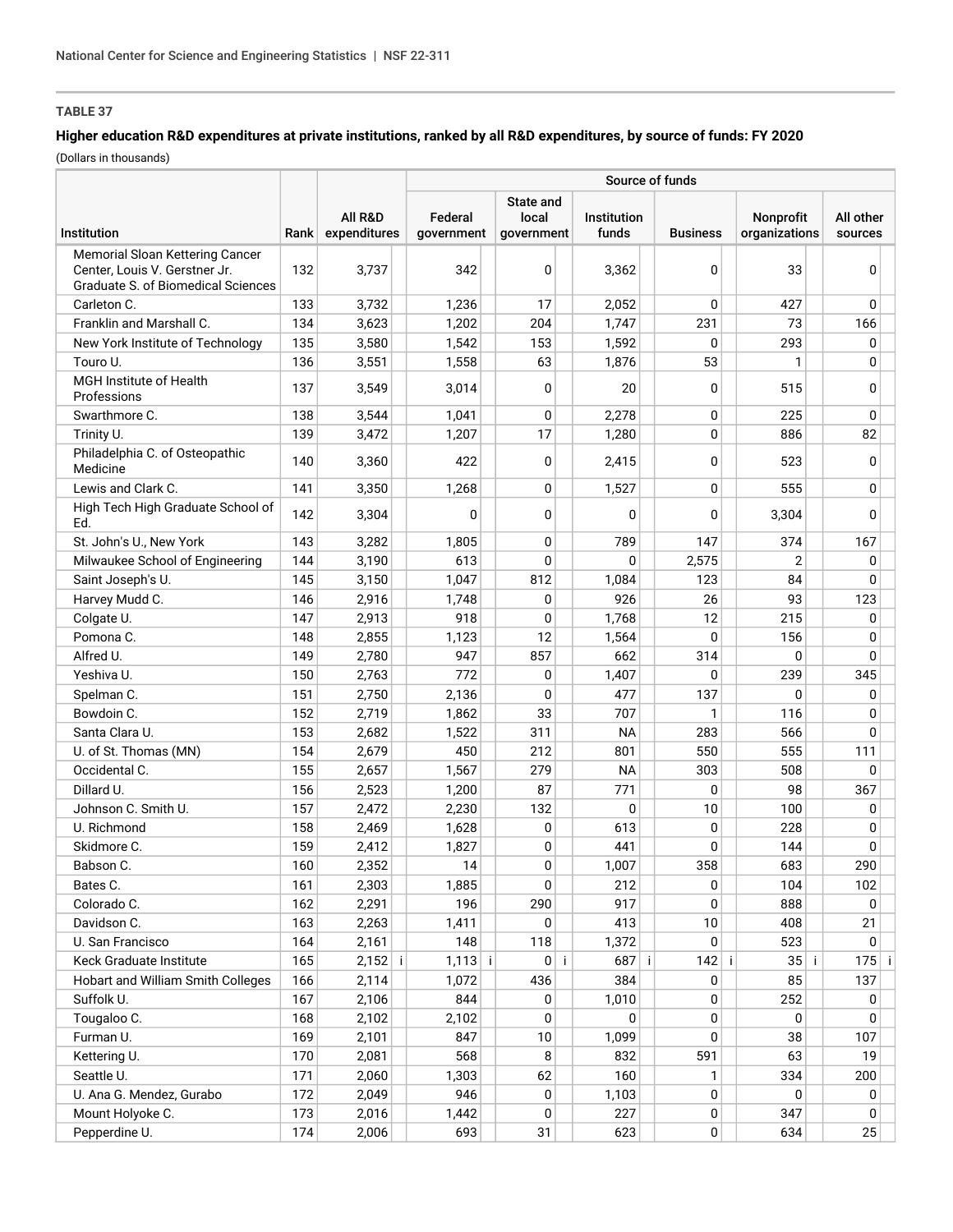### TABLE 37

**Higher education R&D expenditures at private institutions, ranked by all R&D expenditures, by source of funds: FY 2020**

(Dollars in thousands)

| Institution | Rank | All R&D expenditures | Source of funds | | | | | |
|---|---|---|---|---|---|---|---|---|
| | | | Federal government | State and local government | Institution funds | Business | Nonprofit organizations | All other sources |
| Memorial Sloan Kettering Cancer Center, Louis V. Gerstner Jr. Graduate S. of Biomedical Sciences | 132 | 3,737 | 342 | 0 | 3,362 | 0 | 33 | 0 |
| Carleton C. | 133 | 3,732 | 1,236 | 17 | 2,052 | 0 | 427 | 0 |
| Franklin and Marshall C. | 134 | 3,623 | 1,202 | 204 | 1,747 | 231 | 73 | 166 |
| New York Institute of Technology | 135 | 3,580 | 1,542 | 153 | 1,592 | 0 | 293 | 0 |
| Touro U. | 136 | 3,551 | 1,558 | 63 | 1,876 | 53 | 1 | 0 |
| MGH Institute of Health Professions | 137 | 3,549 | 3,014 | 0 | 20 | 0 | 515 | 0 |
| Swarthmore C. | 138 | 3,544 | 1,041 | 0 | 2,278 | 0 | 225 | 0 |
| Trinity U. | 139 | 3,472 | 1,207 | 17 | 1,280 | 0 | 886 | 82 |
| Philadelphia C. of Osteopathic Medicine | 140 | 3,360 | 422 | 0 | 2,415 | 0 | 523 | 0 |
| Lewis and Clark C. | 141 | 3,350 | 1,268 | 0 | 1,527 | 0 | 555 | 0 |
| High Tech High Graduate School of Ed. | 142 | 3,304 | 0 | 0 | 0 | 0 | 3,304 | 0 |
| St. John's U., New York | 143 | 3,282 | 1,805 | 0 | 789 | 147 | 374 | 167 |
| Milwaukee School of Engineering | 144 | 3,190 | 613 | 0 | 0 | 2,575 | 2 | 0 |
| Saint Joseph's U. | 145 | 3,150 | 1,047 | 812 | 1,084 | 123 | 84 | 0 |
| Harvey Mudd C. | 146 | 2,916 | 1,748 | 0 | 926 | 26 | 93 | 123 |
| Colgate U. | 147 | 2,913 | 918 | 0 | 1,768 | 12 | 215 | 0 |
| Pomona C. | 148 | 2,855 | 1,123 | 12 | 1,564 | 0 | 156 | 0 |
| Alfred U. | 149 | 2,780 | 947 | 857 | 662 | 314 | 0 | 0 |
| Yeshiva U. | 150 | 2,763 | 772 | 0 | 1,407 | 0 | 239 | 345 |
| Spelman C. | 151 | 2,750 | 2,136 | 0 | 477 | 137 | 0 | 0 |
| Bowdoin C. | 152 | 2,719 | 1,862 | 33 | 707 | 1 | 116 | 0 |
| Santa Clara U. | 153 | 2,682 | 1,522 | 311 | NA | 283 | 566 | 0 |
| U. of St. Thomas (MN) | 154 | 2,679 | 450 | 212 | 801 | 550 | 555 | 111 |
| Occidental C. | 155 | 2,657 | 1,567 | 279 | NA | 303 | 508 | 0 |
| Dillard U. | 156 | 2,523 | 1,200 | 87 | 771 | 0 | 98 | 367 |
| Johnson C. Smith U. | 157 | 2,472 | 2,230 | 132 | 0 | 10 | 100 | 0 |
| U. Richmond | 158 | 2,469 | 1,628 | 0 | 613 | 0 | 228 | 0 |
| Skidmore C. | 159 | 2,412 | 1,827 | 0 | 441 | 0 | 144 | 0 |
| Babson C. | 160 | 2,352 | 14 | 0 | 1,007 | 358 | 683 | 290 |
| Bates C. | 161 | 2,303 | 1,885 | 0 | 212 | 0 | 104 | 102 |
| Colorado C. | 162 | 2,291 | 196 | 290 | 917 | 0 | 888 | 0 |
| Davidson C. | 163 | 2,263 | 1,411 | 0 | 413 | 10 | 408 | 21 |
| U. San Francisco | 164 | 2,161 | 148 | 118 | 1,372 | 0 | 523 | 0 |
| Keck Graduate Institute | 165 | 2,152 i | 1,113 i | 0 i | 687 i | 142 i | 35 i | 175 i |
| Hobart and William Smith Colleges | 166 | 2,114 | 1,072 | 436 | 384 | 0 | 85 | 137 |
| Suffolk U. | 167 | 2,106 | 844 | 0 | 1,010 | 0 | 252 | 0 |
| Tougaloo C. | 168 | 2,102 | 2,102 | 0 | 0 | 0 | 0 | 0 |
| Furman U. | 169 | 2,101 | 847 | 10 | 1,099 | 0 | 38 | 107 |
| Kettering U. | 170 | 2,081 | 568 | 8 | 832 | 591 | 63 | 19 |
| Seattle U. | 171 | 2,060 | 1,303 | 62 | 160 | 1 | 334 | 200 |
| U. Ana G. Mendez, Gurabo | 172 | 2,049 | 946 | 0 | 1,103 | 0 | 0 | 0 |
| Mount Holyoke C. | 173 | 2,016 | 1,442 | 0 | 227 | 0 | 347 | 0 |
| Pepperdine U. | 174 | 2,006 | 693 | 31 | 623 | 0 | 634 | 25 |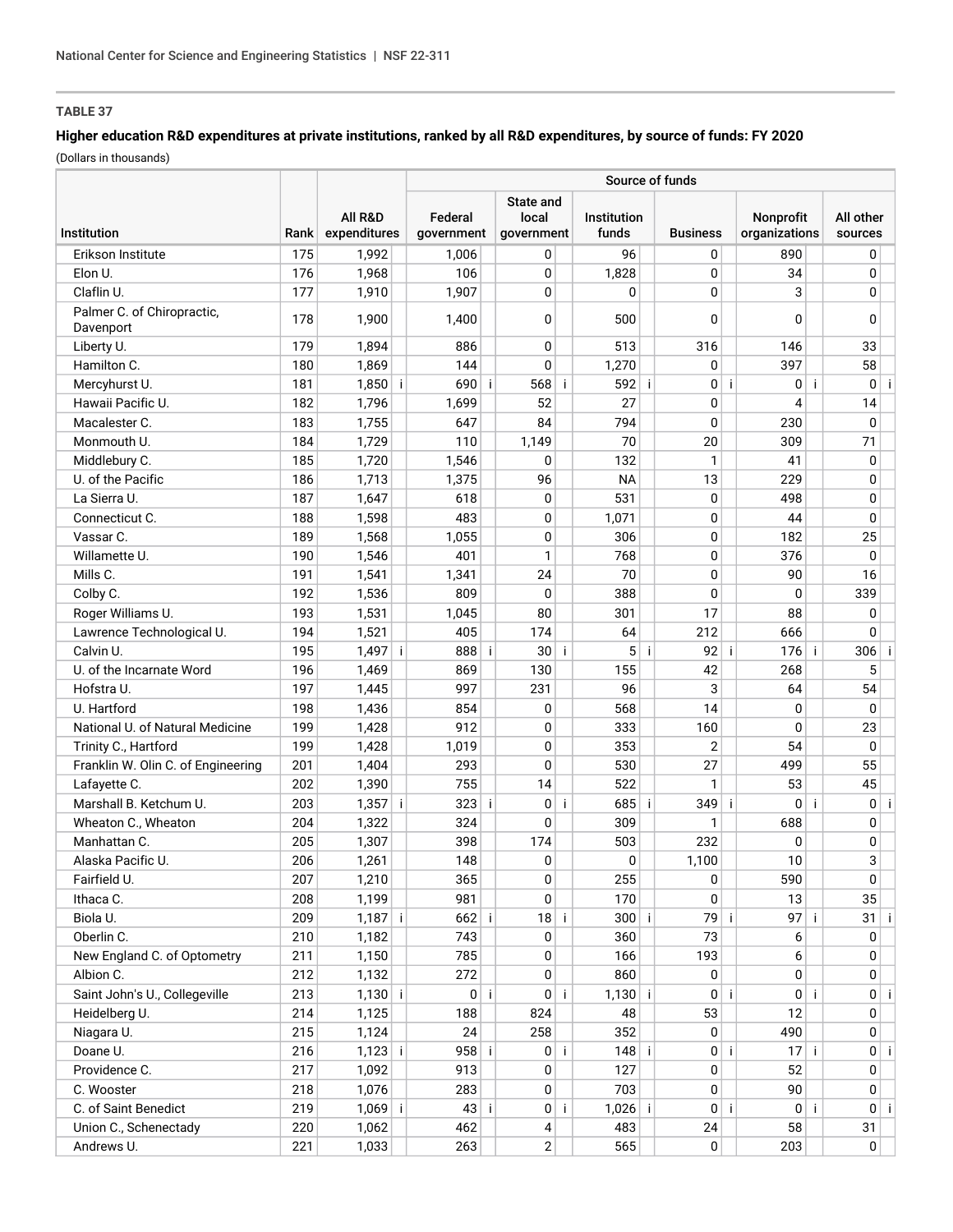**TABLE 37**

**Higher education R&D expenditures at private institutions, ranked by all R&D expenditures, by source of funds: FY 2020**

(Dollars in thousands)

| Institution | Rank | All R&D expenditures | Source of funds | | | | | |
|---|---|---|---|---|---|---|---|---|
| | | | Federal government | State and local government | Institution funds | Business | Nonprofit organizations | All other sources |
| Erikson Institute | 175 | 1,992 | 1,006 | 0 | 96 | 0 | 890 | 0 |
| Elon U. | 176 | 1,968 | 106 | 0 | 1,828 | 0 | 34 | 0 |
| Claflin U. | 177 | 1,910 | 1,907 | 0 | 0 | 0 | 3 | 0 |
| Palmer C. of Chiropractic, Davenport | 178 | 1,900 | 1,400 | 0 | 500 | 0 | 0 | 0 |
| Liberty U. | 179 | 1,894 | 886 | 0 | 513 | 316 | 146 | 33 |
| Hamilton C. | 180 | 1,869 | 144 | 0 | 1,270 | 0 | 397 | 58 |
| Mercyhurst U. | 181 | 1,850 i | 690 i | 568 i | 592 i | 0 i | 0 i | 0 i |
| Hawaii Pacific U. | 182 | 1,796 | 1,699 | 52 | 27 | 0 | 4 | 14 |
| Macalester C. | 183 | 1,755 | 647 | 84 | 794 | 0 | 230 | 0 |
| Monmouth U. | 184 | 1,729 | 110 | 1,149 | 70 | 20 | 309 | 71 |
| Middlebury C. | 185 | 1,720 | 1,546 | 0 | 132 | 1 | 41 | 0 |
| U. of the Pacific | 186 | 1,713 | 1,375 | 96 | NA | 13 | 229 | 0 |
| La Sierra U. | 187 | 1,647 | 618 | 0 | 531 | 0 | 498 | 0 |
| Connecticut C. | 188 | 1,598 | 483 | 0 | 1,071 | 0 | 44 | 0 |
| Vassar C. | 189 | 1,568 | 1,055 | 0 | 306 | 0 | 182 | 25 |
| Willamette U. | 190 | 1,546 | 401 | 1 | 768 | 0 | 376 | 0 |
| Mills C. | 191 | 1,541 | 1,341 | 24 | 70 | 0 | 90 | 16 |
| Colby C. | 192 | 1,536 | 809 | 0 | 388 | 0 | 0 | 339 |
| Roger Williams U. | 193 | 1,531 | 1,045 | 80 | 301 | 17 | 88 | 0 |
| Lawrence Technological U. | 194 | 1,521 | 405 | 174 | 64 | 212 | 666 | 0 |
| Calvin U. | 195 | 1,497 i | 888 i | 30 i | 5 i | 92 i | 176 i | 306 i |
| U. of the Incarnate Word | 196 | 1,469 | 869 | 130 | 155 | 42 | 268 | 5 |
| Hofstra U. | 197 | 1,445 | 997 | 231 | 96 | 3 | 64 | 54 |
| U. Hartford | 198 | 1,436 | 854 | 0 | 568 | 14 | 0 | 0 |
| National U. of Natural Medicine | 199 | 1,428 | 912 | 0 | 333 | 160 | 0 | 23 |
| Trinity C., Hartford | 199 | 1,428 | 1,019 | 0 | 353 | 2 | 54 | 0 |
| Franklin W. Olin C. of Engineering | 201 | 1,404 | 293 | 0 | 530 | 27 | 499 | 55 |
| Lafayette C. | 202 | 1,390 | 755 | 14 | 522 | 1 | 53 | 45 |
| Marshall B. Ketchum U. | 203 | 1,357 i | 323 i | 0 i | 685 i | 349 i | 0 i | 0 i |
| Wheaton C., Wheaton | 204 | 1,322 | 324 | 0 | 309 | 1 | 688 | 0 |
| Manhattan C. | 205 | 1,307 | 398 | 174 | 503 | 232 | 0 | 0 |
| Alaska Pacific U. | 206 | 1,261 | 148 | 0 | 0 | 1,100 | 10 | 3 |
| Fairfield U. | 207 | 1,210 | 365 | 0 | 255 | 0 | 590 | 0 |
| Ithaca C. | 208 | 1,199 | 981 | 0 | 170 | 0 | 13 | 35 |
| Biola U. | 209 | 1,187 i | 662 i | 18 i | 300 i | 79 i | 97 i | 31 i |
| Oberlin C. | 210 | 1,182 | 743 | 0 | 360 | 73 | 6 | 0 |
| New England C. of Optometry | 211 | 1,150 | 785 | 0 | 166 | 193 | 6 | 0 |
| Albion C. | 212 | 1,132 | 272 | 0 | 860 | 0 | 0 | 0 |
| Saint John's U., Collegeville | 213 | 1,130 i | 0 i | 0 i | 1,130 i | 0 i | 0 i | 0 i |
| Heidelberg U. | 214 | 1,125 | 188 | 824 | 48 | 53 | 12 | 0 |
| Niagara U. | 215 | 1,124 | 24 | 258 | 352 | 0 | 490 | 0 |
| Doane U. | 216 | 1,123 i | 958 i | 0 i | 148 i | 0 i | 17 i | 0 i |
| Providence C. | 217 | 1,092 | 913 | 0 | 127 | 0 | 52 | 0 |
| C. Wooster | 218 | 1,076 | 283 | 0 | 703 | 0 | 90 | 0 |
| C. of Saint Benedict | 219 | 1,069 i | 43 i | 0 i | 1,026 i | 0 i | 0 i | 0 i |
| Union C., Schenectady | 220 | 1,062 | 462 | 4 | 483 | 24 | 58 | 31 |
| Andrews U. | 221 | 1,033 | 263 | 2 | 565 | 0 | 203 | 0 |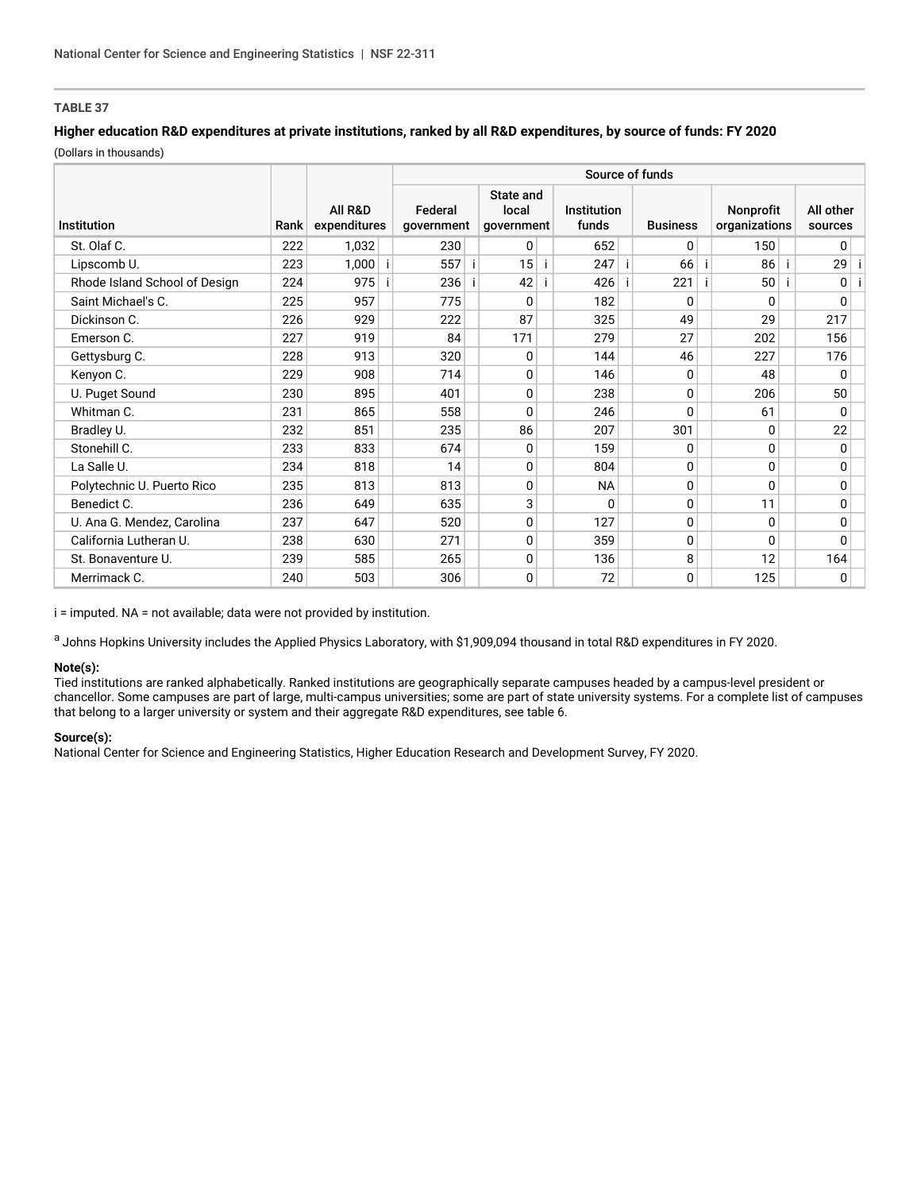**TABLE 37**

**Higher education R&D expenditures at private institutions, ranked by all R&D expenditures, by source of funds: FY 2020**

(Dollars in thousands)

| Institution | Rank | All R&D expenditures | Source of funds: Federal government | State and local government | Institution funds | Business | Nonprofit organizations | All other sources |
|---|---|---|---|---|---|---|---|---|
| St. Olaf C. | 222 | 1,032 | 230 | 0 | 652 | 0 | 150 | 0 |
| Lipscomb U. | 223 | 1,000 i | 557 i | 15 i | 247 i | 66 i | 86 i | 29 i |
| Rhode Island School of Design | 224 | 975 i | 236 i | 42 i | 426 i | 221 i | 50 i | 0 i |
| Saint Michael's C. | 225 | 957 | 775 | 0 | 182 | 0 | 0 | 0 |
| Dickinson C. | 226 | 929 | 222 | 87 | 325 | 49 | 29 | 217 |
| Emerson C. | 227 | 919 | 84 | 171 | 279 | 27 | 202 | 156 |
| Gettysburg C. | 228 | 913 | 320 | 0 | 144 | 46 | 227 | 176 |
| Kenyon C. | 229 | 908 | 714 | 0 | 146 | 0 | 48 | 0 |
| U. Puget Sound | 230 | 895 | 401 | 0 | 238 | 0 | 206 | 50 |
| Whitman C. | 231 | 865 | 558 | 0 | 246 | 0 | 61 | 0 |
| Bradley U. | 232 | 851 | 235 | 86 | 207 | 301 | 0 | 22 |
| Stonehill C. | 233 | 833 | 674 | 0 | 159 | 0 | 0 | 0 |
| La Salle U. | 234 | 818 | 14 | 0 | 804 | 0 | 0 | 0 |
| Polytechnic U. Puerto Rico | 235 | 813 | 813 | 0 | NA | 0 | 0 | 0 |
| Benedict C. | 236 | 649 | 635 | 3 | 0 | 0 | 11 | 0 |
| U. Ana G. Mendez, Carolina | 237 | 647 | 520 | 0 | 127 | 0 | 0 | 0 |
| California Lutheran U. | 238 | 630 | 271 | 0 | 359 | 0 | 0 | 0 |
| St. Bonaventure U. | 239 | 585 | 265 | 0 | 136 | 8 | 12 | 164 |
| Merrimack C. | 240 | 503 | 306 | 0 | 72 | 0 | 125 | 0 |

i = imputed. NA = not available; data were not provided by institution.

[a] Johns Hopkins University includes the Applied Physics Laboratory, with $1,909,094 thousand in total R&D expenditures in FY 2020.

**Note(s):**
Tied institutions are ranked alphabetically. Ranked institutions are geographically separate campuses headed by a campus-level president or chancellor. Some campuses are part of large, multi-campus universities; some are part of state university systems. For a complete list of campuses that belong to a larger university or system and their aggregate R&D expenditures, see table 6.

**Source(s):**
National Center for Science and Engineering Statistics, Higher Education Research and Development Survey, FY 2020.